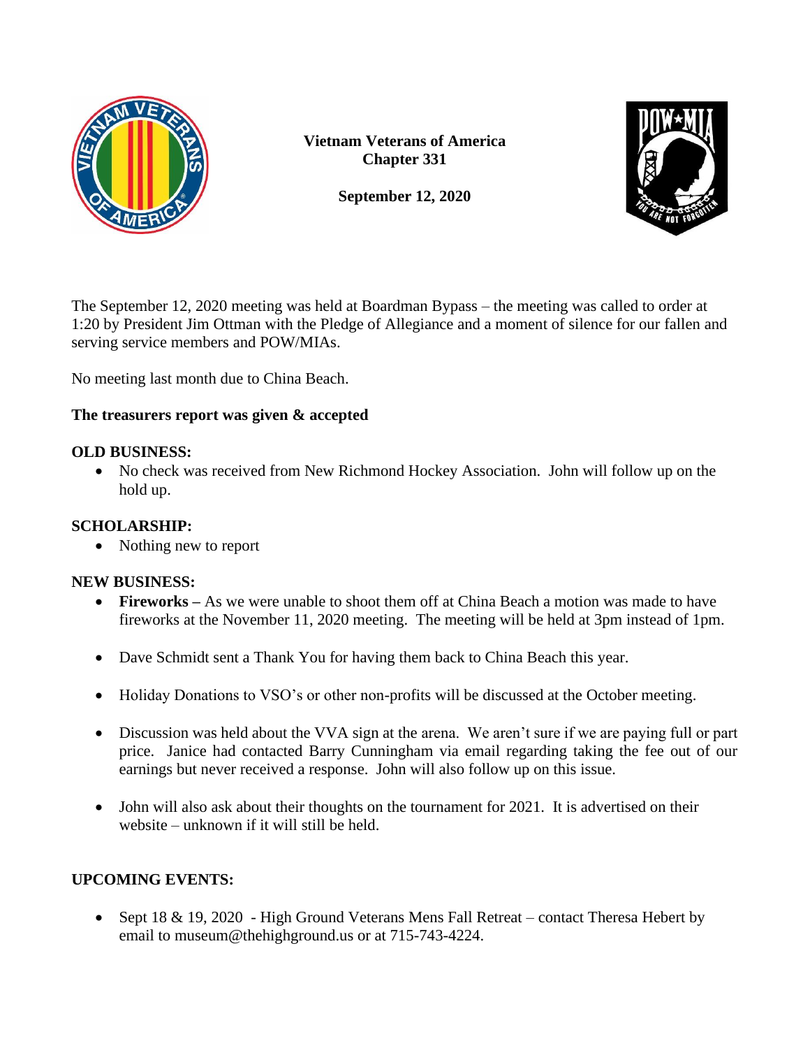**Vietnam Veterans of America**
**Chapter 331**

**September 12, 2020**

The September 12, 2020 meeting was held at Boardman Bypass – the meeting was called to order at 1:20 by President Jim Ottman with the Pledge of Allegiance and a moment of silence for our fallen and serving service members and POW/MIAs.

No meeting last month due to China Beach.

**The treasurers report was given & accepted**

**OLD BUSINESS:**

- No check was received from New Richmond Hockey Association. John will follow up on the hold up.

**SCHOLARSHIP:**

- Nothing new to report

**NEW BUSINESS:**

- **Fireworks –** As we were unable to shoot them off at China Beach a motion was made to have fireworks at the November 11, 2020 meeting. The meeting will be held at 3pm instead of 1pm.
- Dave Schmidt sent a Thank You for having them back to China Beach this year.
- Holiday Donations to VSO's or other non-profits will be discussed at the October meeting.
- Discussion was held about the VVA sign at the arena. We aren't sure if we are paying full or part price. Janice had contacted Barry Cunningham via email regarding taking the fee out of our earnings but never received a response. John will also follow up on this issue.
- John will also ask about their thoughts on the tournament for 2021. It is advertised on their website – unknown if it will still be held.

**UPCOMING EVENTS:**

- Sept 18 & 19, 2020 - High Ground Veterans Mens Fall Retreat – contact Theresa Hebert by email to museum@thehighground.us or at 715-743-4224.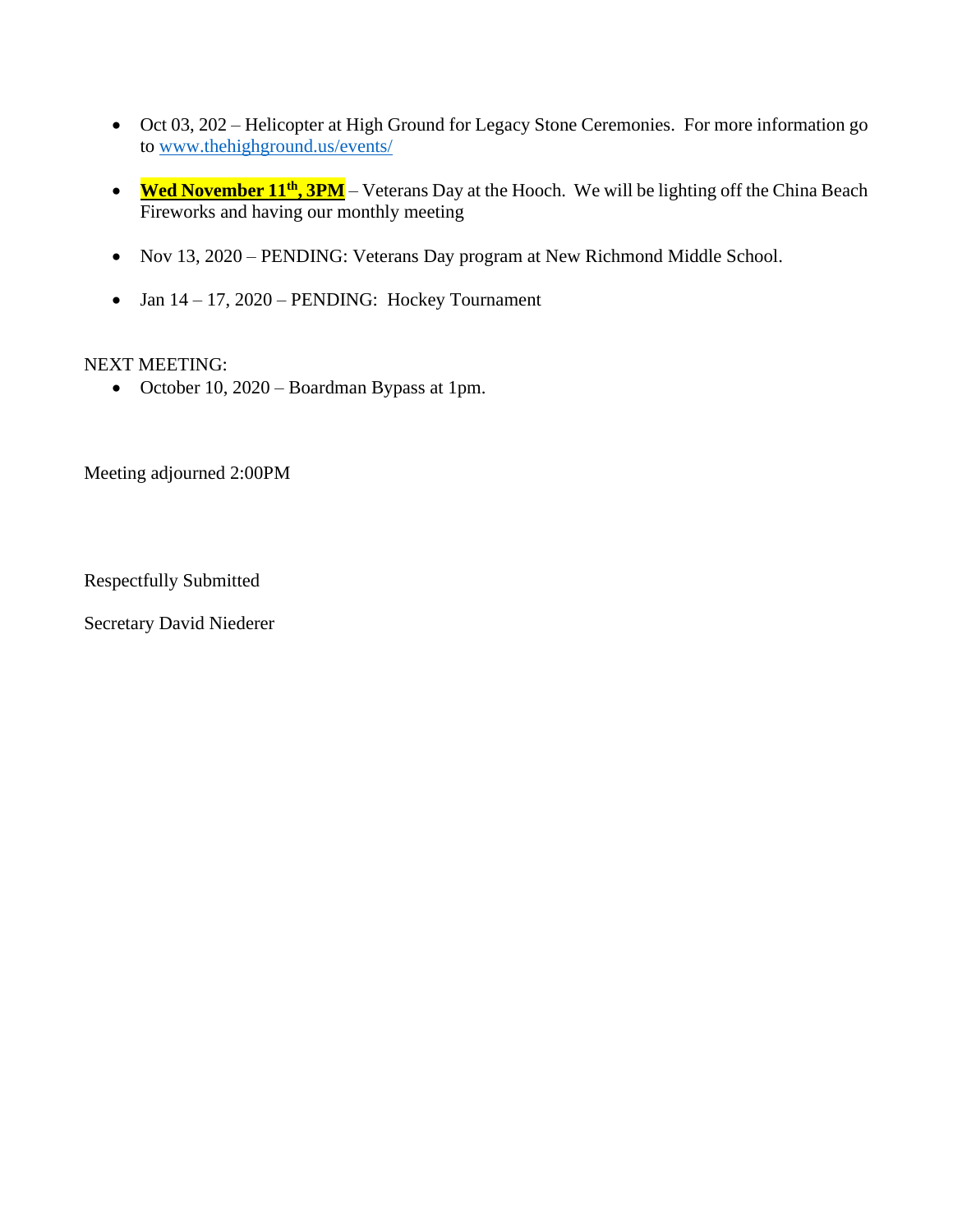- Oct 03, 202 – Helicopter at High Ground for Legacy Stone Ceremonies.  For more information go to www.thehighground.us/events/

- **Wed November 11th, 3PM** – Veterans Day at the Hooch.  We will be lighting off the China Beach Fireworks and having our monthly meeting

- Nov 13, 2020 – PENDING: Veterans Day program at New Richmond Middle School.

- Jan 14 – 17, 2020 – PENDING:  Hockey Tournament

NEXT MEETING:

- October 10, 2020 – Boardman Bypass at 1pm.

Meeting adjourned 2:00PM

Respectfully Submitted

Secretary David Niederer